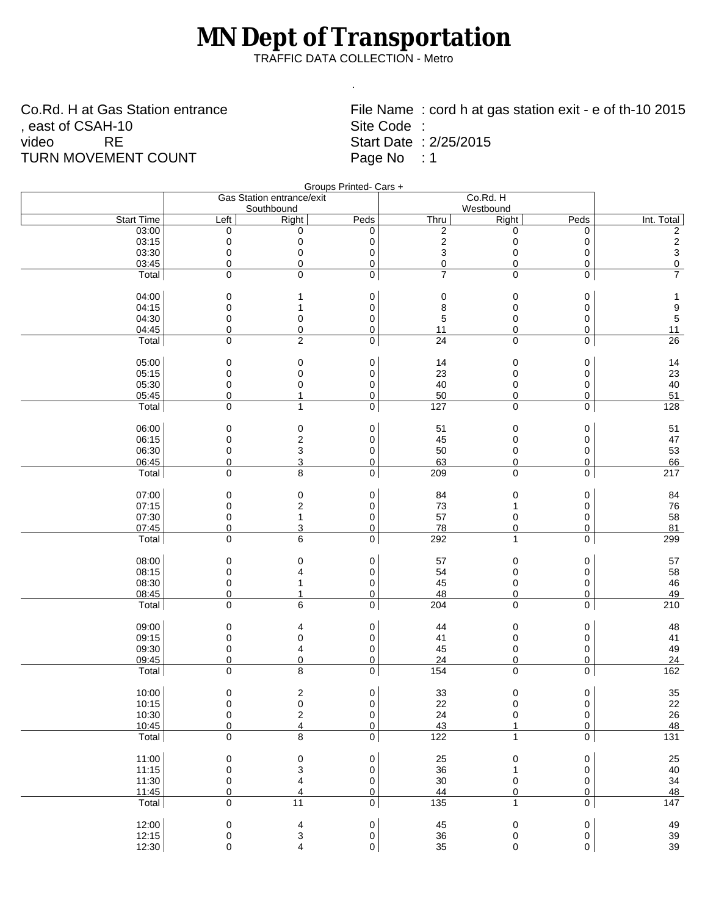# MN Dept of Transportation

TRAFFIC DATA COLLECTION - Metro

.

Co.Rd. H at Gas Station entrance
, east of CSAH-10
video RE
TURN MOVEMENT COUNT

File Name : cord h at gas station exit - e of th-10 2015
Site Code :
Start Date : 2/25/2015
Page No : 1

Groups Printed- Cars +

| | Gas Station entrance/exit Southbound | | | Co.Rd. H Westbound | | | |
|---|---|---|---|---|---|---|---|
| Start Time | Left | Right | Peds | Thru | Right | Peds | Int. Total |
| 03:00 | 0 | 0 | 0 | 2 | 0 | 0 | 2 |
| 03:15 | 0 | 0 | 0 | 2 | 0 | 0 | 2 |
| 03:30 | 0 | 0 | 0 | 3 | 0 | 0 | 3 |
| 03:45 | 0 | 0 | 0 | 0 | 0 | 0 | 0 |
| Total | 0 | 0 | 0 | 7 | 0 | 0 | 7 |
| 04:00 | 0 | 1 | 0 | 0 | 0 | 0 | 1 |
| 04:15 | 0 | 1 | 0 | 8 | 0 | 0 | 9 |
| 04:30 | 0 | 0 | 0 | 5 | 0 | 0 | 5 |
| 04:45 | 0 | 0 | 0 | 11 | 0 | 0 | 11 |
| Total | 0 | 2 | 0 | 24 | 0 | 0 | 26 |
| 05:00 | 0 | 0 | 0 | 14 | 0 | 0 | 14 |
| 05:15 | 0 | 0 | 0 | 23 | 0 | 0 | 23 |
| 05:30 | 0 | 0 | 0 | 40 | 0 | 0 | 40 |
| 05:45 | 0 | 1 | 0 | 50 | 0 | 0 | 51 |
| Total | 0 | 1 | 0 | 127 | 0 | 0 | 128 |
| 06:00 | 0 | 0 | 0 | 51 | 0 | 0 | 51 |
| 06:15 | 0 | 2 | 0 | 45 | 0 | 0 | 47 |
| 06:30 | 0 | 3 | 0 | 50 | 0 | 0 | 53 |
| 06:45 | 0 | 3 | 0 | 63 | 0 | 0 | 66 |
| Total | 0 | 8 | 0 | 209 | 0 | 0 | 217 |
| 07:00 | 0 | 0 | 0 | 84 | 0 | 0 | 84 |
| 07:15 | 0 | 2 | 0 | 73 | 1 | 0 | 76 |
| 07:30 | 0 | 1 | 0 | 57 | 0 | 0 | 58 |
| 07:45 | 0 | 3 | 0 | 78 | 0 | 0 | 81 |
| Total | 0 | 6 | 0 | 292 | 1 | 0 | 299 |
| 08:00 | 0 | 0 | 0 | 57 | 0 | 0 | 57 |
| 08:15 | 0 | 4 | 0 | 54 | 0 | 0 | 58 |
| 08:30 | 0 | 1 | 0 | 45 | 0 | 0 | 46 |
| 08:45 | 0 | 1 | 0 | 48 | 0 | 0 | 49 |
| Total | 0 | 6 | 0 | 204 | 0 | 0 | 210 |
| 09:00 | 0 | 4 | 0 | 44 | 0 | 0 | 48 |
| 09:15 | 0 | 0 | 0 | 41 | 0 | 0 | 41 |
| 09:30 | 0 | 4 | 0 | 45 | 0 | 0 | 49 |
| 09:45 | 0 | 0 | 0 | 24 | 0 | 0 | 24 |
| Total | 0 | 8 | 0 | 154 | 0 | 0 | 162 |
| 10:00 | 0 | 2 | 0 | 33 | 0 | 0 | 35 |
| 10:15 | 0 | 0 | 0 | 22 | 0 | 0 | 22 |
| 10:30 | 0 | 2 | 0 | 24 | 0 | 0 | 26 |
| 10:45 | 0 | 4 | 0 | 43 | 1 | 0 | 48 |
| Total | 0 | 8 | 0 | 122 | 1 | 0 | 131 |
| 11:00 | 0 | 0 | 0 | 25 | 0 | 0 | 25 |
| 11:15 | 0 | 3 | 0 | 36 | 1 | 0 | 40 |
| 11:30 | 0 | 4 | 0 | 30 | 0 | 0 | 34 |
| 11:45 | 0 | 4 | 0 | 44 | 0 | 0 | 48 |
| Total | 0 | 11 | 0 | 135 | 1 | 0 | 147 |
| 12:00 | 0 | 4 | 0 | 45 | 0 | 0 | 49 |
| 12:15 | 0 | 3 | 0 | 36 | 0 | 0 | 39 |
| 12:30 | 0 | 4 | 0 | 35 | 0 | 0 | 39 |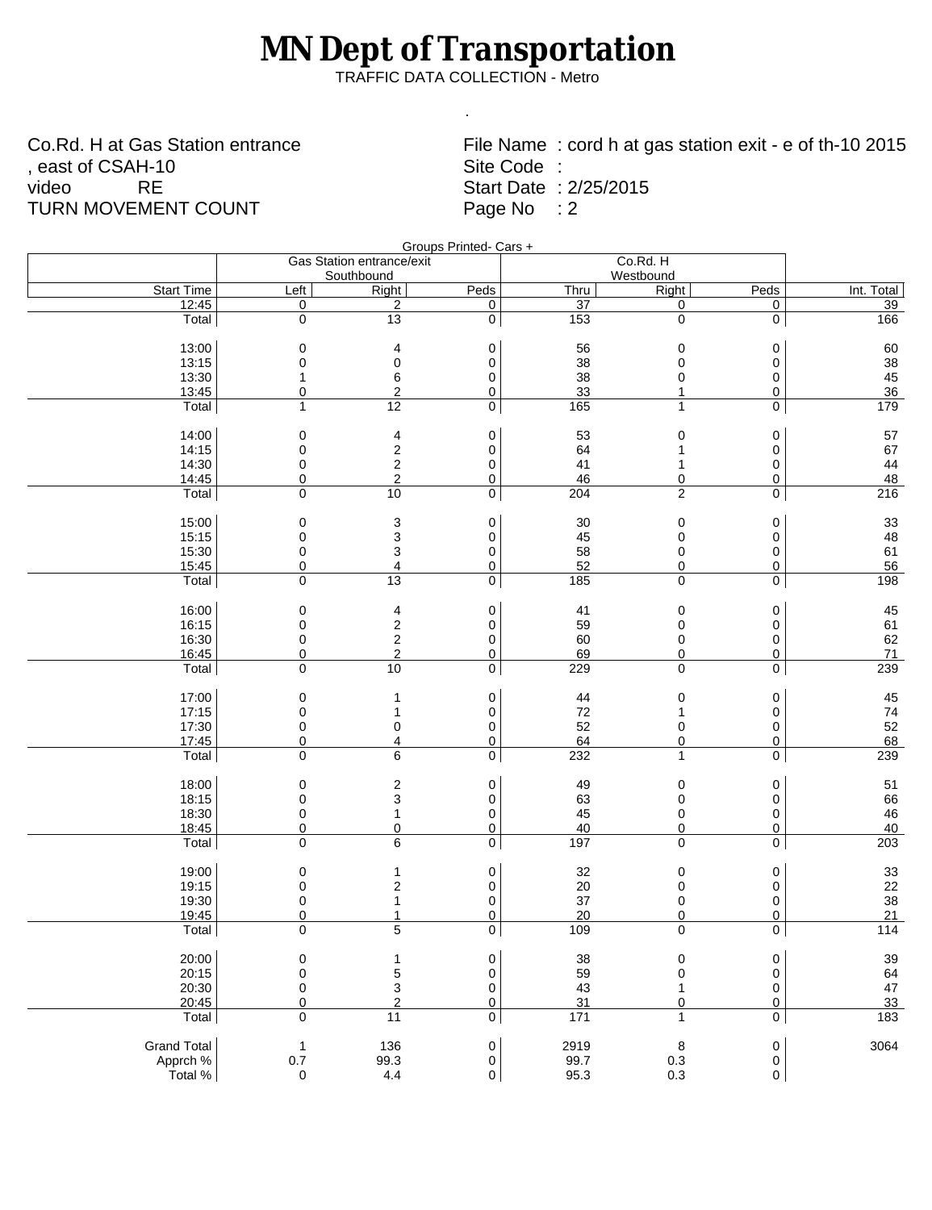# MN Dept of Transportation

TRAFFIC DATA COLLECTION - Metro

.

Co.Rd. H at Gas Station entrance
, east of CSAH-10
video RE
TURN MOVEMENT COUNT

File Name : cord h at gas station exit - e of th-10 2015
Site Code :
Start Date : 2/25/2015
Page No : 2

Groups Printed- Cars +

| | Gas Station entrance/exit Southbound | | | Co.Rd. H Westbound | | | |
|---|---|---|---|---|---|---|---|
| Start Time | Left | Right | Peds | Thru | Right | Peds | Int. Total |
| 12:45 | 0 | 2 | 0 | 37 | 0 | 0 | 39 |
| Total | 0 | 13 | 0 | 153 | 0 | 0 | 166 |
| 13:00 | 0 | 4 | 0 | 56 | 0 | 0 | 60 |
| 13:15 | 0 | 0 | 0 | 38 | 0 | 0 | 38 |
| 13:30 | 1 | 6 | 0 | 38 | 0 | 0 | 45 |
| 13:45 | 0 | 2 | 0 | 33 | 1 | 0 | 36 |
| Total | 1 | 12 | 0 | 165 | 1 | 0 | 179 |
| 14:00 | 0 | 4 | 0 | 53 | 0 | 0 | 57 |
| 14:15 | 0 | 2 | 0 | 64 | 1 | 0 | 67 |
| 14:30 | 0 | 2 | 0 | 41 | 1 | 0 | 44 |
| 14:45 | 0 | 2 | 0 | 46 | 0 | 0 | 48 |
| Total | 0 | 10 | 0 | 204 | 2 | 0 | 216 |
| 15:00 | 0 | 3 | 0 | 30 | 0 | 0 | 33 |
| 15:15 | 0 | 3 | 0 | 45 | 0 | 0 | 48 |
| 15:30 | 0 | 3 | 0 | 58 | 0 | 0 | 61 |
| 15:45 | 0 | 4 | 0 | 52 | 0 | 0 | 56 |
| Total | 0 | 13 | 0 | 185 | 0 | 0 | 198 |
| 16:00 | 0 | 4 | 0 | 41 | 0 | 0 | 45 |
| 16:15 | 0 | 2 | 0 | 59 | 0 | 0 | 61 |
| 16:30 | 0 | 2 | 0 | 60 | 0 | 0 | 62 |
| 16:45 | 0 | 2 | 0 | 69 | 0 | 0 | 71 |
| Total | 0 | 10 | 0 | 229 | 0 | 0 | 239 |
| 17:00 | 0 | 1 | 0 | 44 | 0 | 0 | 45 |
| 17:15 | 0 | 1 | 0 | 72 | 1 | 0 | 74 |
| 17:30 | 0 | 0 | 0 | 52 | 0 | 0 | 52 |
| 17:45 | 0 | 4 | 0 | 64 | 0 | 0 | 68 |
| Total | 0 | 6 | 0 | 232 | 1 | 0 | 239 |
| 18:00 | 0 | 2 | 0 | 49 | 0 | 0 | 51 |
| 18:15 | 0 | 3 | 0 | 63 | 0 | 0 | 66 |
| 18:30 | 0 | 1 | 0 | 45 | 0 | 0 | 46 |
| 18:45 | 0 | 0 | 0 | 40 | 0 | 0 | 40 |
| Total | 0 | 6 | 0 | 197 | 0 | 0 | 203 |
| 19:00 | 0 | 1 | 0 | 32 | 0 | 0 | 33 |
| 19:15 | 0 | 2 | 0 | 20 | 0 | 0 | 22 |
| 19:30 | 0 | 1 | 0 | 37 | 0 | 0 | 38 |
| 19:45 | 0 | 1 | 0 | 20 | 0 | 0 | 21 |
| Total | 0 | 5 | 0 | 109 | 0 | 0 | 114 |
| 20:00 | 0 | 1 | 0 | 38 | 0 | 0 | 39 |
| 20:15 | 0 | 5 | 0 | 59 | 0 | 0 | 64 |
| 20:30 | 0 | 3 | 0 | 43 | 1 | 0 | 47 |
| 20:45 | 0 | 2 | 0 | 31 | 0 | 0 | 33 |
| Total | 0 | 11 | 0 | 171 | 1 | 0 | 183 |
| Grand Total | 1 | 136 | 0 | 2919 | 8 | 0 | 3064 |
| Apprch % | 0.7 | 99.3 | 0 | 99.7 | 0.3 | 0 | |
| Total % | 0 | 4.4 | 0 | 95.3 | 0.3 | 0 | |